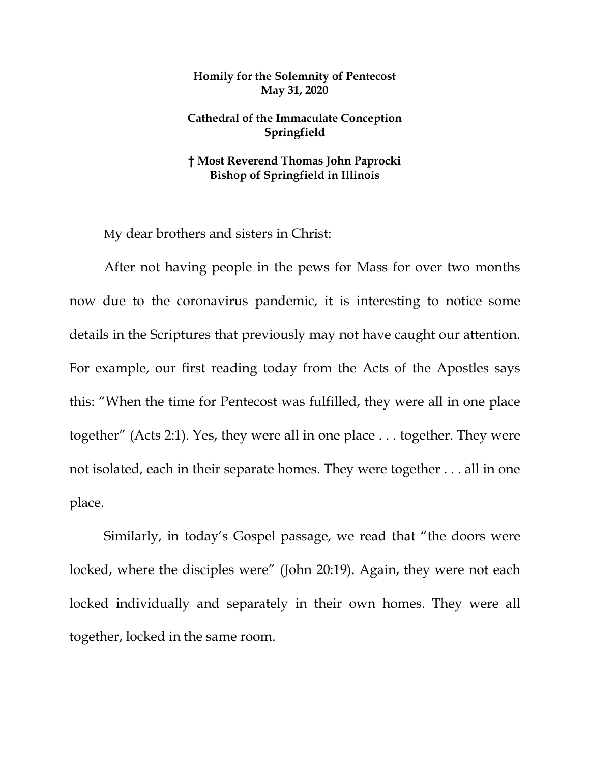**Homily for the Solemnity of Pentecost**
**May 31, 2020**

**Cathedral of the Immaculate Conception**
**Springfield**

**† Most Reverend Thomas John Paprocki**
**Bishop of Springfield in Illinois**

My dear brothers and sisters in Christ:

After not having people in the pews for Mass for over two months now due to the coronavirus pandemic, it is interesting to notice some details in the Scriptures that previously may not have caught our attention. For example, our first reading today from the Acts of the Apostles says this: "When the time for Pentecost was fulfilled, they were all in one place together" (Acts 2:1). Yes, they were all in one place . . . together. They were not isolated, each in their separate homes. They were together . . . all in one place.

Similarly, in today's Gospel passage, we read that "the doors were locked, where the disciples were" (John 20:19). Again, they were not each locked individually and separately in their own homes. They were all together, locked in the same room.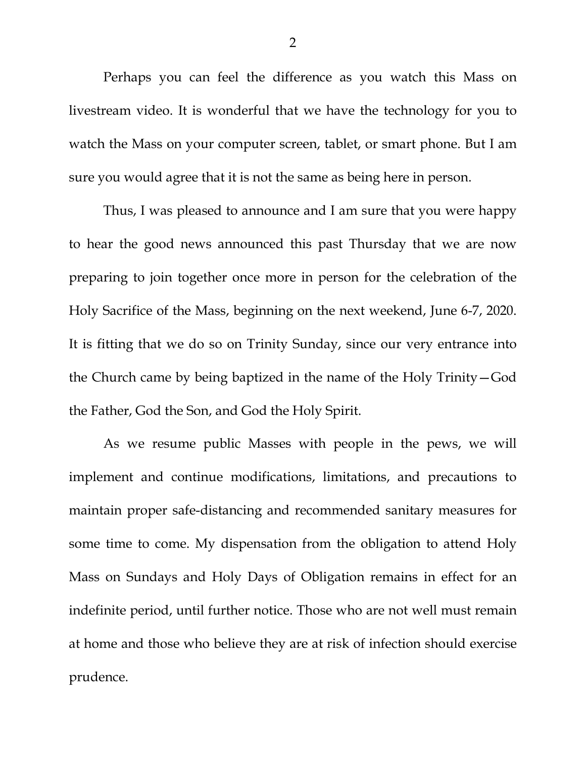Perhaps you can feel the difference as you watch this Mass on livestream video. It is wonderful that we have the technology for you to watch the Mass on your computer screen, tablet, or smart phone. But I am sure you would agree that it is not the same as being here in person.

Thus, I was pleased to announce and I am sure that you were happy to hear the good news announced this past Thursday that we are now preparing to join together once more in person for the celebration of the Holy Sacrifice of the Mass, beginning on the next weekend, June 6-7, 2020. It is fitting that we do so on Trinity Sunday, since our very entrance into the Church came by being baptized in the name of the Holy Trinity—God the Father, God the Son, and God the Holy Spirit.

As we resume public Masses with people in the pews, we will implement and continue modifications, limitations, and precautions to maintain proper safe-distancing and recommended sanitary measures for some time to come. My dispensation from the obligation to attend Holy Mass on Sundays and Holy Days of Obligation remains in effect for an indefinite period, until further notice. Those who are not well must remain at home and those who believe they are at risk of infection should exercise prudence.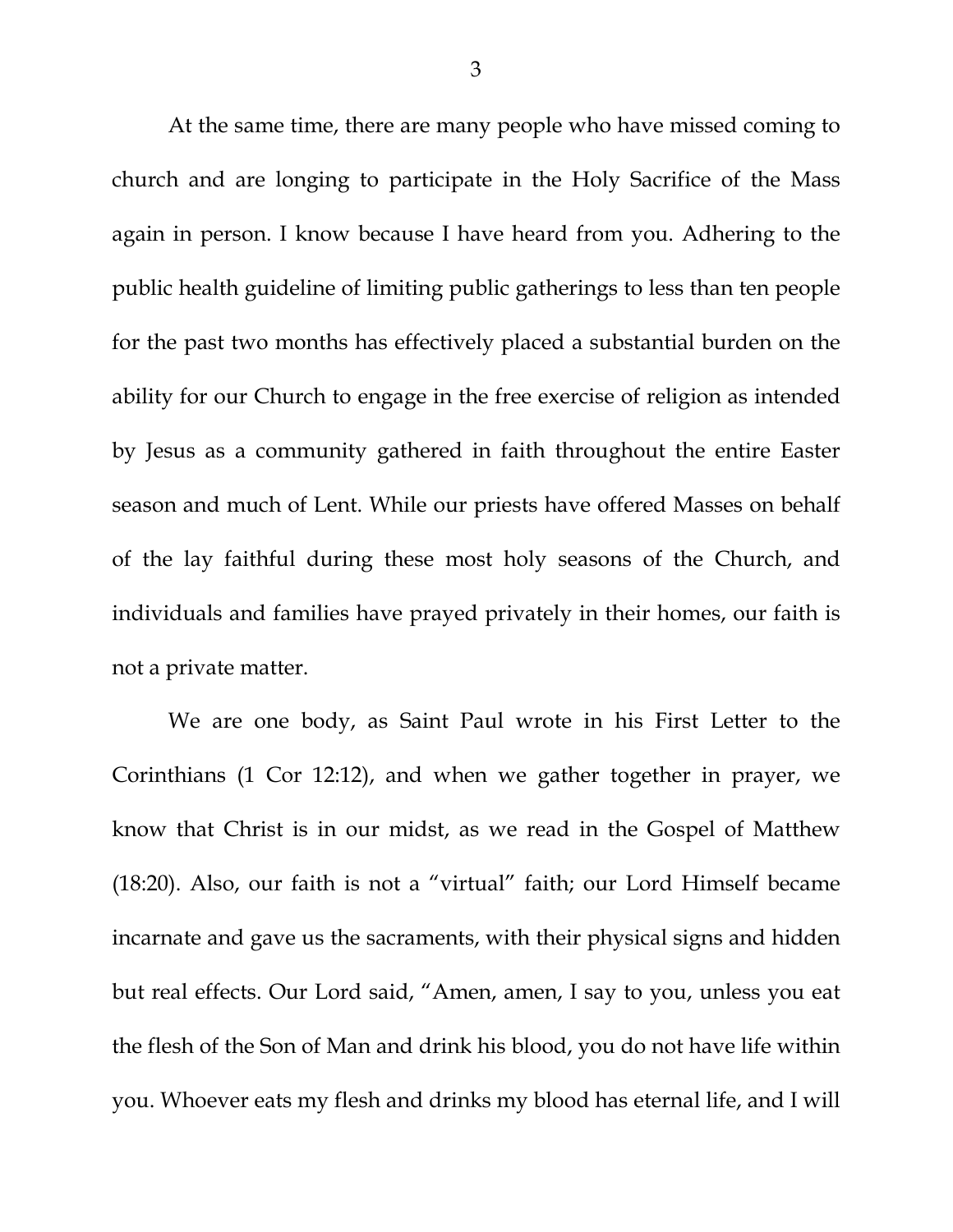At the same time, there are many people who have missed coming to church and are longing to participate in the Holy Sacrifice of the Mass again in person. I know because I have heard from you. Adhering to the public health guideline of limiting public gatherings to less than ten people for the past two months has effectively placed a substantial burden on the ability for our Church to engage in the free exercise of religion as intended by Jesus as a community gathered in faith throughout the entire Easter season and much of Lent. While our priests have offered Masses on behalf of the lay faithful during these most holy seasons of the Church, and individuals and families have prayed privately in their homes, our faith is not a private matter.

We are one body, as Saint Paul wrote in his First Letter to the Corinthians (1 Cor 12:12), and when we gather together in prayer, we know that Christ is in our midst, as we read in the Gospel of Matthew (18:20). Also, our faith is not a "virtual" faith; our Lord Himself became incarnate and gave us the sacraments, with their physical signs and hidden but real effects. Our Lord said, "Amen, amen, I say to you, unless you eat the flesh of the Son of Man and drink his blood, you do not have life within you. Whoever eats my flesh and drinks my blood has eternal life, and I will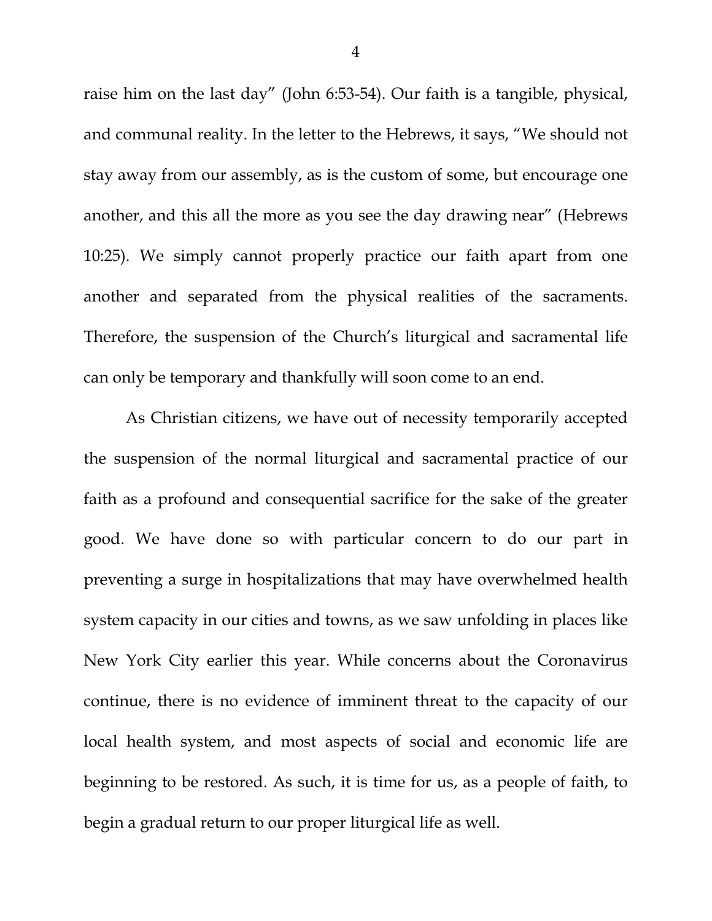raise him on the last day" (John 6:53-54). Our faith is a tangible, physical, and communal reality. In the letter to the Hebrews, it says, "We should not stay away from our assembly, as is the custom of some, but encourage one another, and this all the more as you see the day drawing near" (Hebrews 10:25). We simply cannot properly practice our faith apart from one another and separated from the physical realities of the sacraments. Therefore, the suspension of the Church's liturgical and sacramental life can only be temporary and thankfully will soon come to an end.

As Christian citizens, we have out of necessity temporarily accepted the suspension of the normal liturgical and sacramental practice of our faith as a profound and consequential sacrifice for the sake of the greater good. We have done so with particular concern to do our part in preventing a surge in hospitalizations that may have overwhelmed health system capacity in our cities and towns, as we saw unfolding in places like New York City earlier this year. While concerns about the Coronavirus continue, there is no evidence of imminent threat to the capacity of our local health system, and most aspects of social and economic life are beginning to be restored. As such, it is time for us, as a people of faith, to begin a gradual return to our proper liturgical life as well.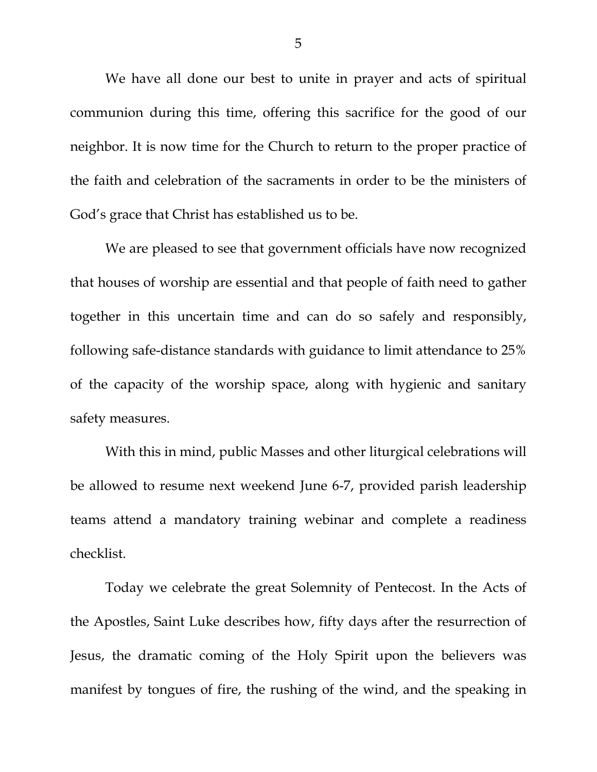We have all done our best to unite in prayer and acts of spiritual communion during this time, offering this sacrifice for the good of our neighbor. It is now time for the Church to return to the proper practice of the faith and celebration of the sacraments in order to be the ministers of God's grace that Christ has established us to be.

We are pleased to see that government officials have now recognized that houses of worship are essential and that people of faith need to gather together in this uncertain time and can do so safely and responsibly, following safe-distance standards with guidance to limit attendance to 25% of the capacity of the worship space, along with hygienic and sanitary safety measures.

With this in mind, public Masses and other liturgical celebrations will be allowed to resume next weekend June 6-7, provided parish leadership teams attend a mandatory training webinar and complete a readiness checklist.

Today we celebrate the great Solemnity of Pentecost. In the Acts of the Apostles, Saint Luke describes how, fifty days after the resurrection of Jesus, the dramatic coming of the Holy Spirit upon the believers was manifest by tongues of fire, the rushing of the wind, and the speaking in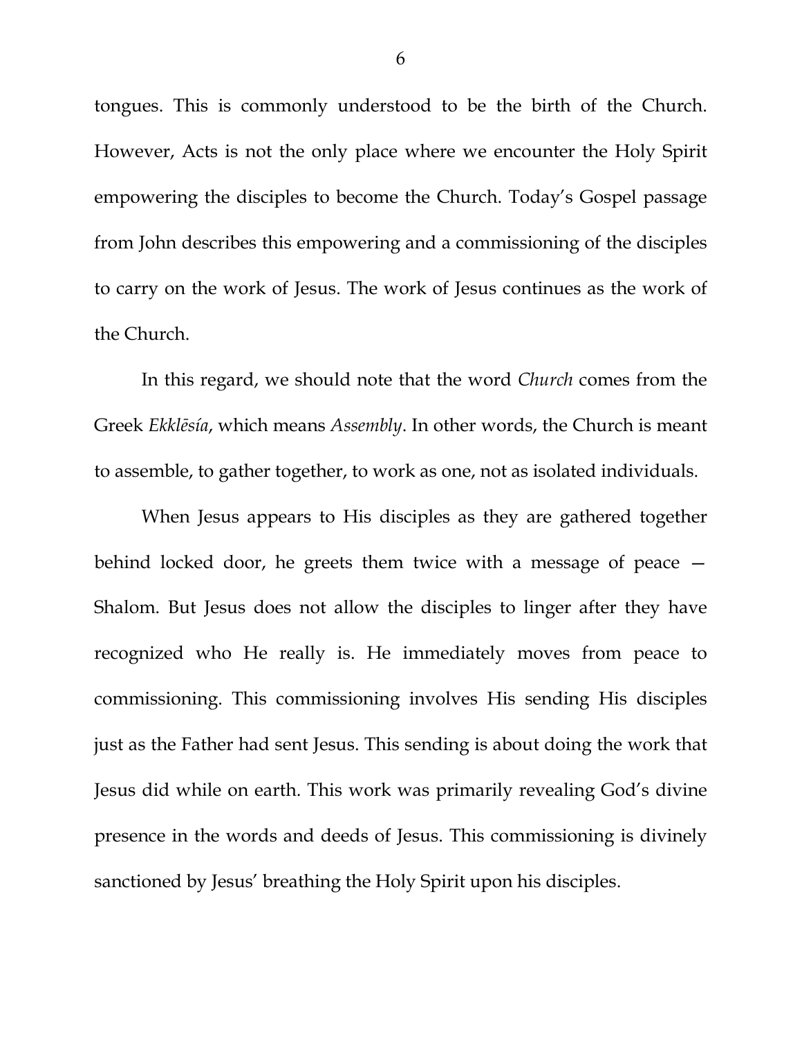tongues. This is commonly understood to be the birth of the Church. However, Acts is not the only place where we encounter the Holy Spirit empowering the disciples to become the Church. Today's Gospel passage from John describes this empowering and a commissioning of the disciples to carry on the work of Jesus. The work of Jesus continues as the work of the Church.

In this regard, we should note that the word *Church* comes from the Greek *Ekklēsía*, which means *Assembly*. In other words, the Church is meant to assemble, to gather together, to work as one, not as isolated individuals.

When Jesus appears to His disciples as they are gathered together behind locked door, he greets them twice with a message of peace — Shalom. But Jesus does not allow the disciples to linger after they have recognized who He really is. He immediately moves from peace to commissioning. This commissioning involves His sending His disciples just as the Father had sent Jesus. This sending is about doing the work that Jesus did while on earth. This work was primarily revealing God's divine presence in the words and deeds of Jesus. This commissioning is divinely sanctioned by Jesus' breathing the Holy Spirit upon his disciples.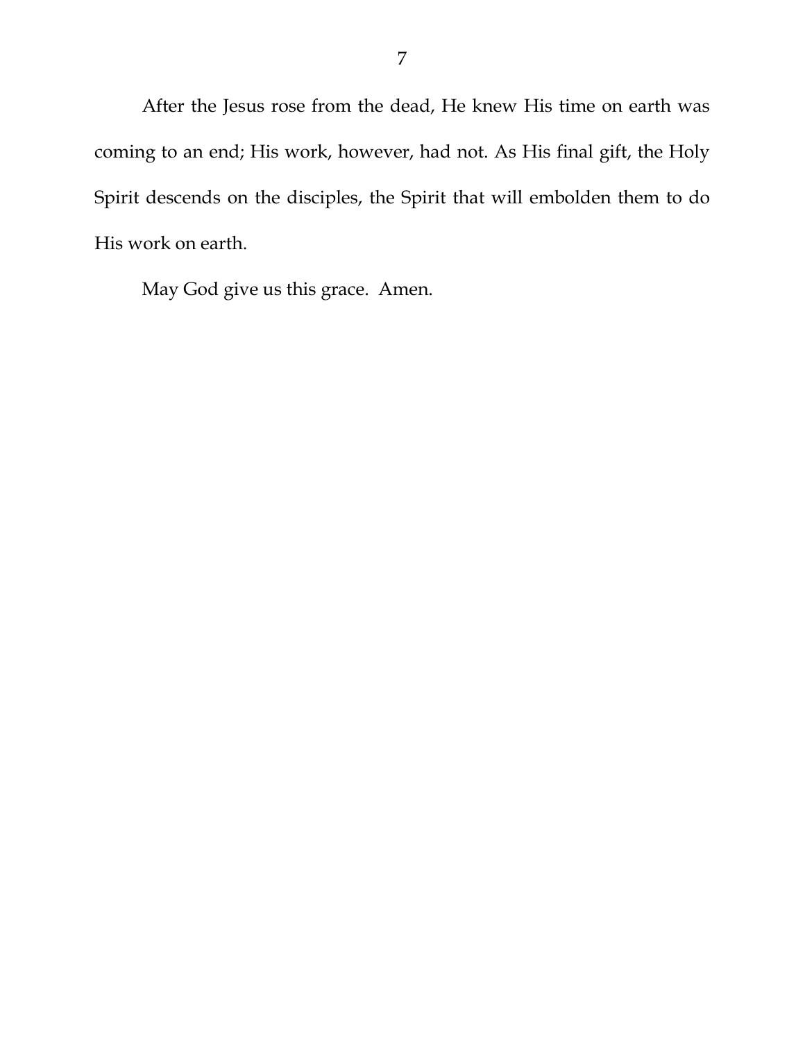After the Jesus rose from the dead, He knew His time on earth was coming to an end; His work, however, had not. As His final gift, the Holy Spirit descends on the disciples, the Spirit that will embolden them to do His work on earth.

May God give us this grace. Amen.